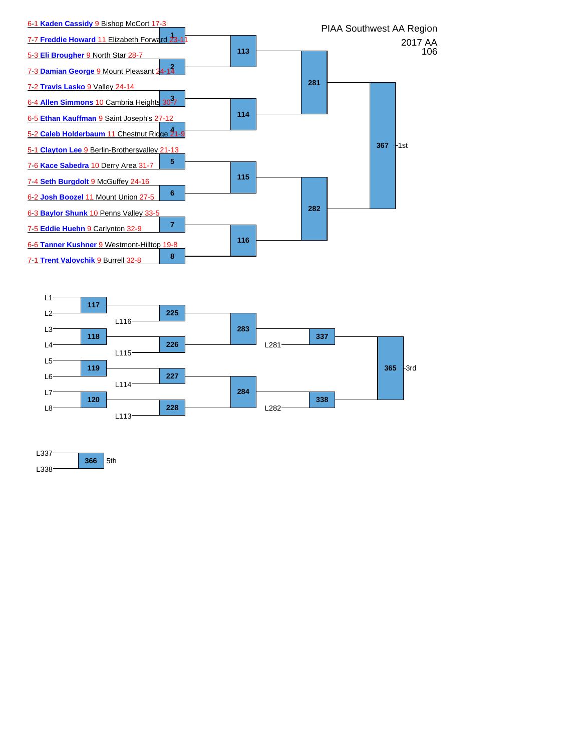# PIAA Southwest AA Region

2017 AA

106

## Championship Bracket

| Match | Wrestler 1 | Wrestler 2 |
|---|---|---|
| 1 | 6-1 Kaden Cassidy 9 Bishop McCort 17-3 | 7-7 Freddie Howard 11 Elizabeth Forward 23-11 |
| 2 | 5-3 Eli Brougher 9 North Star 28-7 | 7-3 Damian George 9 Mount Pleasant 24-14 |
| 3 | 7-2 Travis Lasko 9 Valley 24-14 | 6-4 Allen Simmons 10 Cambria Heights 30-7 |
| 4 | 6-5 Ethan Kauffman 9 Saint Joseph's 27-12 | 5-2 Caleb Holderbaum 11 Chestnut Ridge 21-9 |
| 5 | 5-1 Clayton Lee 9 Berlin-Brothersvalley 21-13 | 7-6 Kace Sabedra 10 Derry Area 31-7 |
| 6 | 7-4 Seth Burgdolt 9 McGuffey 24-16 | 6-2 Josh Boozel 11 Mount Union 27-5 |
| 7 | 6-3 Baylor Shunk 10 Penns Valley 33-5 | 7-5 Eddie Huehn 9 Carlynton 32-9 |
| 8 | 6-6 Tanner Kushner 9 Westmont-Hilltop 19-8 | 7-1 Trent Valovchik 9 Burrell 32-8 |

- 113: W1 vs W2
- 114: W3 vs W4
- 115: W5 vs W6
- 116: W7 vs W8
- 281: W113 vs W114
- 282: W115 vs W116
- 367: W281 vs W282 — 1st

## Consolation Bracket

- 117: L1 vs L2
- 118: L3 vs L4
- 119: L5 vs L6
- 120: L7 vs L8
- 225: W117 vs L116
- 226: W118 vs L115
- 227: W119 vs L114
- 228: W120 vs L113
- 283: W225 vs W226
- 284: W227 vs W228
- 337: W283 vs L281
- 338: W284 vs L282
- 365: W337 vs W338 — 3rd

## 5th Place

- 366: L337 vs L338 — 5th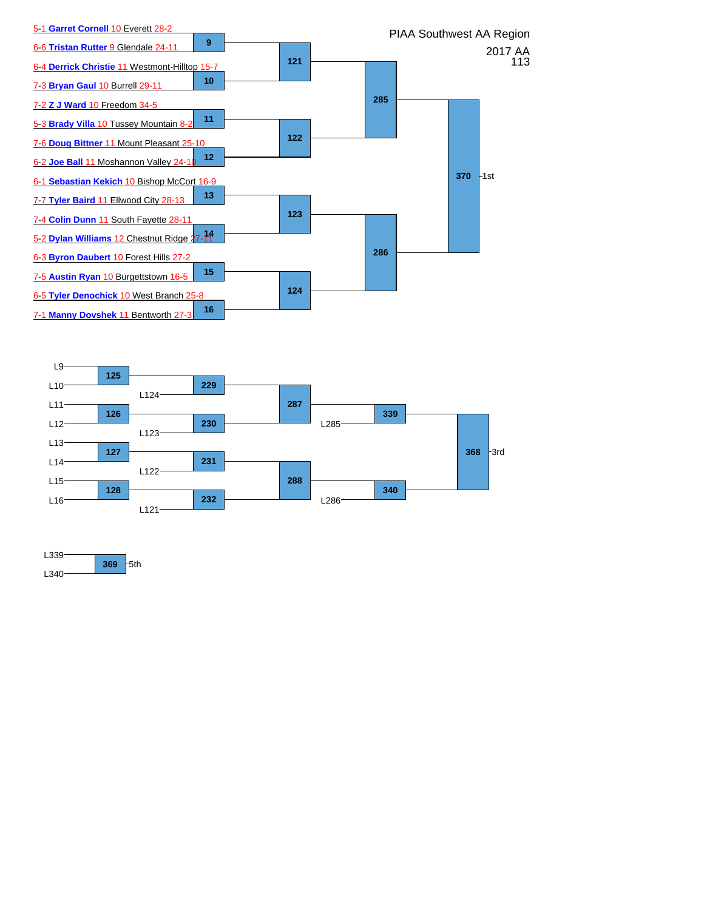# PIAA Southwest AA Region

2017 AA
113

## Championship Bracket

| Wrestler | Bout |
|---|---|
| 5-1 **Garret Cornell** 10 Everett 28-2 | 9 |
| 6-6 **Tristan Rutter** 9 Glendale 24-11 | 9 |
| 6-4 **Derrick Christie** 11 Westmont-Hilltop 15-7 | 10 |
| 7-3 **Bryan Gaul** 10 Burrell 29-11 | 10 |
| 7-2 **Z J Ward** 10 Freedom 34-5 | 11 |
| 5-3 **Brady Villa** 10 Tussey Mountain 8-2 | 11 |
| 7-6 **Doug Bittner** 11 Mount Pleasant 25-10 | 12 |
| 6-2 **Joe Ball** 11 Moshannon Valley 24-10 | 12 |
| 6-1 **Sebastian Kekich** 10 Bishop McCort 16-9 | 13 |
| 7-7 **Tyler Baird** 11 Ellwood City 28-13 | 13 |
| 7-4 **Colin Dunn** 11 South Fayette 28-11 | 14 |
| 5-2 **Dylan Williams** 12 Chestnut Ridge 27-11 | 14 |
| 6-3 **Byron Daubert** 10 Forest Hills 27-2 | 15 |
| 7-5 **Austin Ryan** 10 Burgettstown 16-5 | 15 |
| 6-5 **Tyler Denochick** 10 West Branch 25-8 | 16 |
| 7-1 **Manny Dovshek** 11 Bentworth 27-3 | 16 |

- 9 vs 10 → 121
- 11 vs 12 → 122
- 13 vs 14 → 123
- 15 vs 16 → 124
- 121 vs 122 → 285
- 123 vs 124 → 286
- 285 vs 286 → 370 — 1st

## Consolation Bracket

- L9 vs L10 → 125
- L11 vs L12 → 126
- L13 vs L14 → 127
- L15 vs L16 → 128
- 125 vs L124 → 229
- 126 vs L123 → 230
- 127 vs L122 → 231
- 128 vs L121 → 232
- 229 vs 230 → 287
- 231 vs 232 → 288
- 287 vs L285 → 339
- 288 vs L286 → 340
- 339 vs 340 → 368 — 3rd

## 5th Place

- L339 vs L340 → 369 — 5th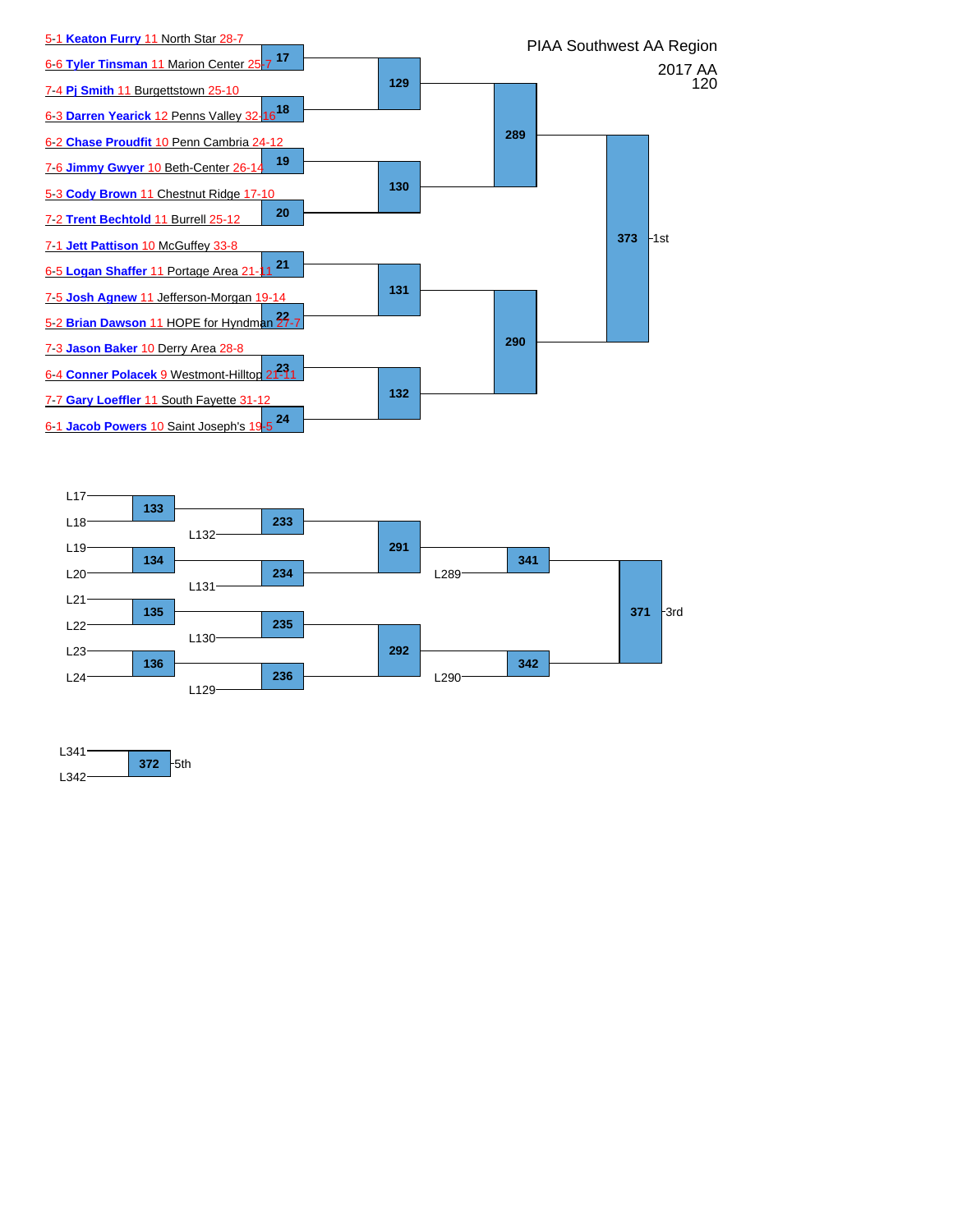# PIAA Southwest AA Region

2017 AA
120

## Championship Bracket

| Bout | Wrestler |
|---|---|
| 17 | 5-1 **Keaton Furry** 11 North Star 28-7 |
| 17 | 6-6 **Tyler Tinsman** 11 Marion Center 25-7 |
| 18 | 7-4 **Pj Smith** 11 Burgettstown 25-10 |
| 18 | 6-3 **Darren Yearick** 12 Penns Valley 32-16 |
| 19 | 6-2 **Chase Proudfit** 10 Penn Cambria 24-12 |
| 19 | 7-6 **Jimmy Gwyer** 10 Beth-Center 26-14 |
| 20 | 5-3 **Cody Brown** 11 Chestnut Ridge 17-10 |
| 20 | 7-2 **Trent Bechtold** 11 Burrell 25-12 |
| 21 | 7-1 **Jett Pattison** 10 McGuffey 33-8 |
| 21 | 6-5 **Logan Shaffer** 11 Portage Area 21-11 |
| 22 | 7-5 **Josh Agnew** 11 Jefferson-Morgan 19-14 |
| 22 | 5-2 **Brian Dawson** 11 HOPE for Hyndman 27-7 |
| 23 | 7-3 **Jason Baker** 10 Derry Area 28-8 |
| 23 | 6-4 **Conner Polacek** 9 Westmont-Hilltop 21-11 |
| 24 | 7-7 **Gary Loeffler** 11 South Fayette 31-12 |
| 24 | 6-1 **Jacob Powers** 10 Saint Joseph's 19-5 |

- 129: W17 vs W18
- 130: W19 vs W20
- 131: W21 vs W22
- 132: W23 vs W24
- 289: W129 vs W130
- 290: W131 vs W132
- 373: W289 vs W290 – 1st

## Consolation Bracket

- 133: L17 vs L18
- 134: L19 vs L20
- 135: L21 vs L22
- 136: L23 vs L24
- 233: W133 vs L132
- 234: W134 vs L131
- 235: W135 vs L130
- 236: W136 vs L129
- 291: W233 vs W234
- 292: W235 vs W236
- 341: W291 vs L289
- 342: W292 vs L290
- 371: W341 vs W342 – 3rd
- 372: L341 vs L342 – 5th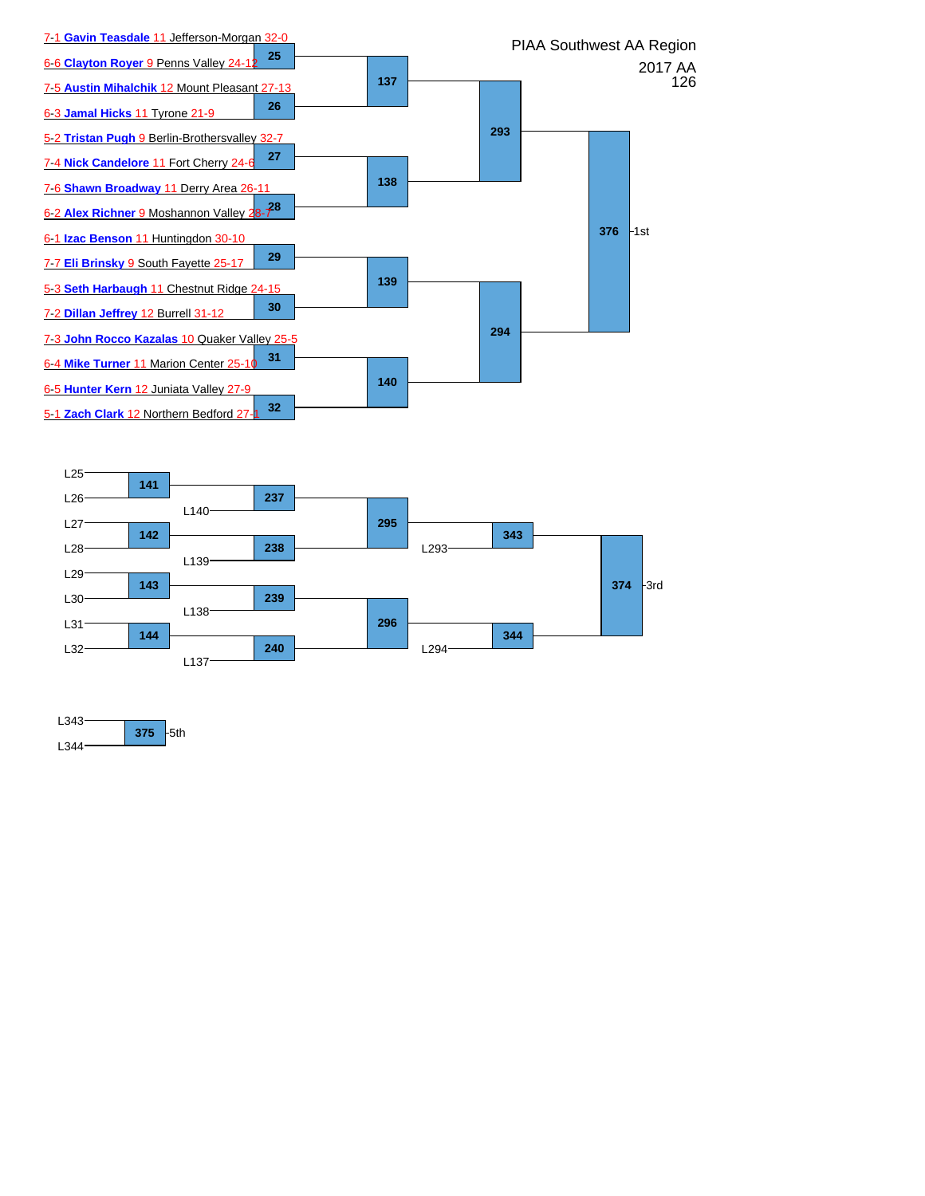# PIAA Southwest AA Region

2017 AA

126

## Championship Bracket

- 7-1 **Gavin Teasdale** 11 Jefferson-Morgan 32-0
- 6-6 **Clayton Royer** 9 Penns Valley 24-12
- 7-5 **Austin Mihalchik** 12 Mount Pleasant 27-13
- 6-3 **Jamal Hicks** 11 Tyrone 21-9
- 5-2 **Tristan Pugh** 9 Berlin-Brothersvalley 32-7
- 7-4 **Nick Candelore** 11 Fort Cherry 24-6
- 7-6 **Shawn Broadway** 11 Derry Area 26-11
- 6-2 **Alex Richner** 9 Moshannon Valley 28-7
- 6-1 **Izac Benson** 11 Huntingdon 30-10
- 7-7 **Eli Brinsky** 9 South Fayette 25-17
- 5-3 **Seth Harbaugh** 11 Chestnut Ridge 24-15
- 7-2 **Dillan Jeffrey** 12 Burrell 31-12
- 7-3 **John Rocco Kazalas** 10 Quaker Valley 25-5
- 6-4 **Mike Turner** 11 Marion Center 25-10
- 6-5 **Hunter Kern** 12 Juniata Valley 27-9
- 5-1 **Zach Clark** 12 Northern Bedford 27-1

| Match | Participants | Winner advances to |
| --- | --- | --- |
| 25 | Teasdale vs Royer | 137 |
| 26 | Mihalchik vs Hicks | 137 |
| 27 | Pugh vs Candelore | 138 |
| 28 | Broadway vs Richner | 138 |
| 29 | Benson vs Brinsky | 139 |
| 30 | Harbaugh vs Jeffrey | 139 |
| 31 | Kazalas vs Turner | 140 |
| 32 | Kern vs Clark | 140 |
| 137 | W25 vs W26 | 293 |
| 138 | W27 vs W28 | 293 |
| 139 | W29 vs W30 | 294 |
| 140 | W31 vs W32 | 294 |
| 293 | W137 vs W138 | 376 |
| 294 | W139 vs W140 | 376 |
| 376 | W293 vs W294 | 1st |

## Consolation Bracket

| Match | Participants | Winner advances to |
| --- | --- | --- |
| 141 | L25 vs L26 | 237 |
| 142 | L27 vs L28 | 238 |
| 143 | L29 vs L30 | 239 |
| 144 | L31 vs L32 | 240 |
| 237 | W141 vs L140 | 295 |
| 238 | W142 vs L139 | 295 |
| 239 | W143 vs L138 | 296 |
| 240 | W144 vs L137 | 296 |
| 295 | W237 vs W238 | 343 |
| 296 | W239 vs W240 | 344 |
| 343 | W295 vs L293 | 374 |
| 344 | W296 vs L294 | 374 |
| 374 | W343 vs W344 | 3rd |
| 375 | L343 vs L344 | 5th |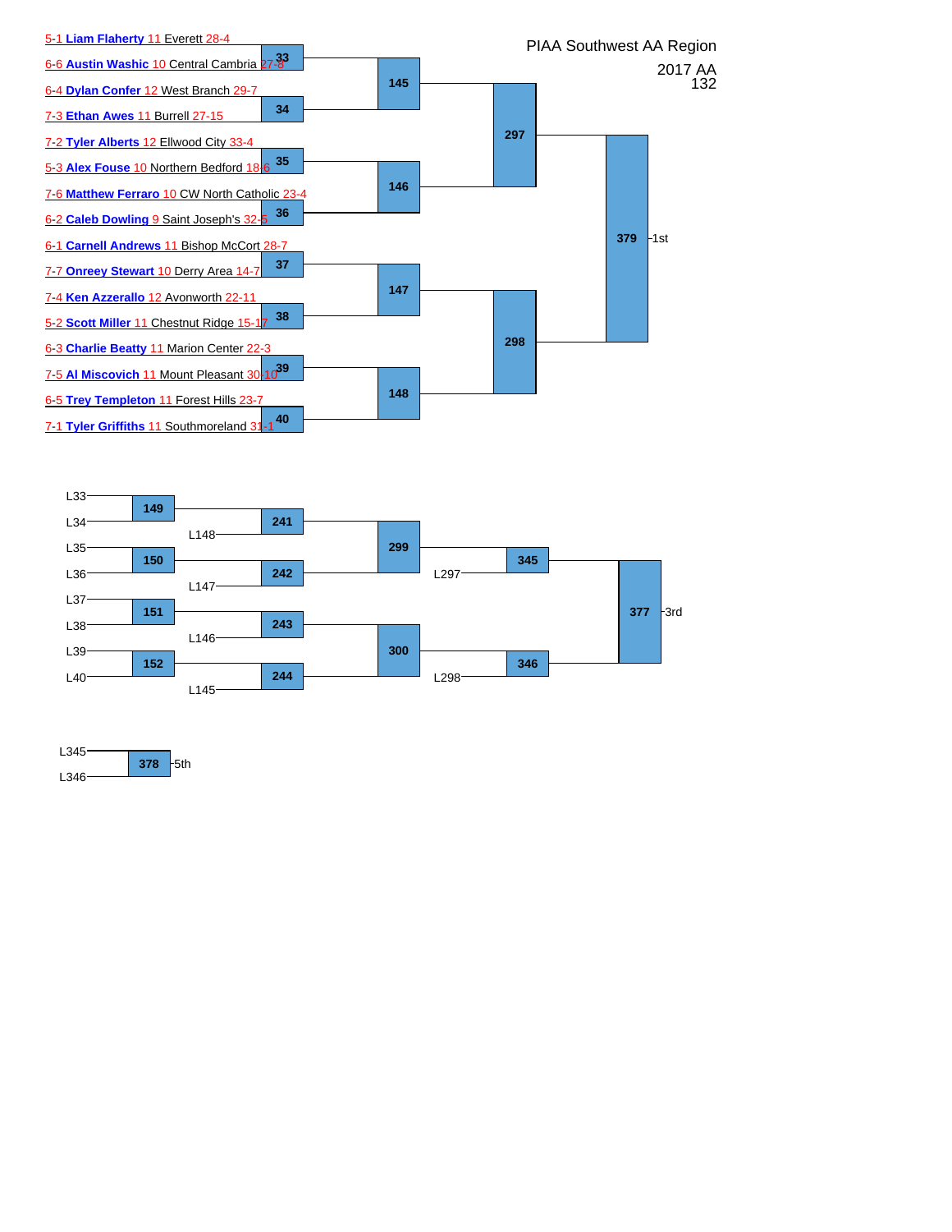# PIAA Southwest AA Region

2017 AA

132

## Championship Bracket

| Seed | Wrestler | Grade | School | Record | Bout |
|---|---|---|---|---|---|
| 5-1 | Liam Flaherty | 11 | Everett | 28-4 | 33 |
| 6-6 | Austin Washic | 10 | Central Cambria | 27-8 | 33 |
| 6-4 | Dylan Confer | 12 | West Branch | 29-7 | 34 |
| 7-3 | Ethan Awes | 11 | Burrell | 27-15 | 34 |
| 7-2 | Tyler Alberts | 12 | Ellwood City | 33-4 | 35 |
| 5-3 | Alex Fouse | 10 | Northern Bedford | 18-6 | 35 |
| 7-6 | Matthew Ferraro | 10 | CW North Catholic | 23-4 | 36 |
| 6-2 | Caleb Dowling | 9 | Saint Joseph's | 32-5 | 36 |
| 6-1 | Carnell Andrews | 11 | Bishop McCort | 28-7 | 37 |
| 7-7 | Onreey Stewart | 10 | Derry Area | 14-7 | 37 |
| 7-4 | Ken Azzerallo | 12 | Avonworth | 22-11 | 38 |
| 5-2 | Scott Miller | 11 | Chestnut Ridge | 15-17 | 38 |
| 6-3 | Charlie Beatty | 11 | Marion Center | 22-3 | 39 |
| 7-5 | Al Miscovich | 11 | Mount Pleasant | 30-10 | 39 |
| 6-5 | Trey Templeton | 11 | Forest Hills | 23-7 | 40 |
| 7-1 | Tyler Griffiths | 11 | Southmoreland | 31-1 | 40 |

- Bout 145: W33 vs W34
- Bout 146: W35 vs W36
- Bout 147: W37 vs W38
- Bout 148: W39 vs W40
- Bout 297: W145 vs W146
- Bout 298: W147 vs W148
- Bout 379: W297 vs W298 – 1st

## Consolation Bracket

- Bout 149: L33 vs L34
- Bout 150: L35 vs L36
- Bout 151: L37 vs L38
- Bout 152: L39 vs L40
- Bout 241: W149 vs L148
- Bout 242: W150 vs L147
- Bout 243: W151 vs L146
- Bout 244: W152 vs L145
- Bout 299: W241 vs W242
- Bout 300: W243 vs W244
- Bout 345: W299 vs L297
- Bout 346: W300 vs L298
- Bout 377: W345 vs W346 – 3rd

## 5th Place

- Bout 378: L345 vs L346 – 5th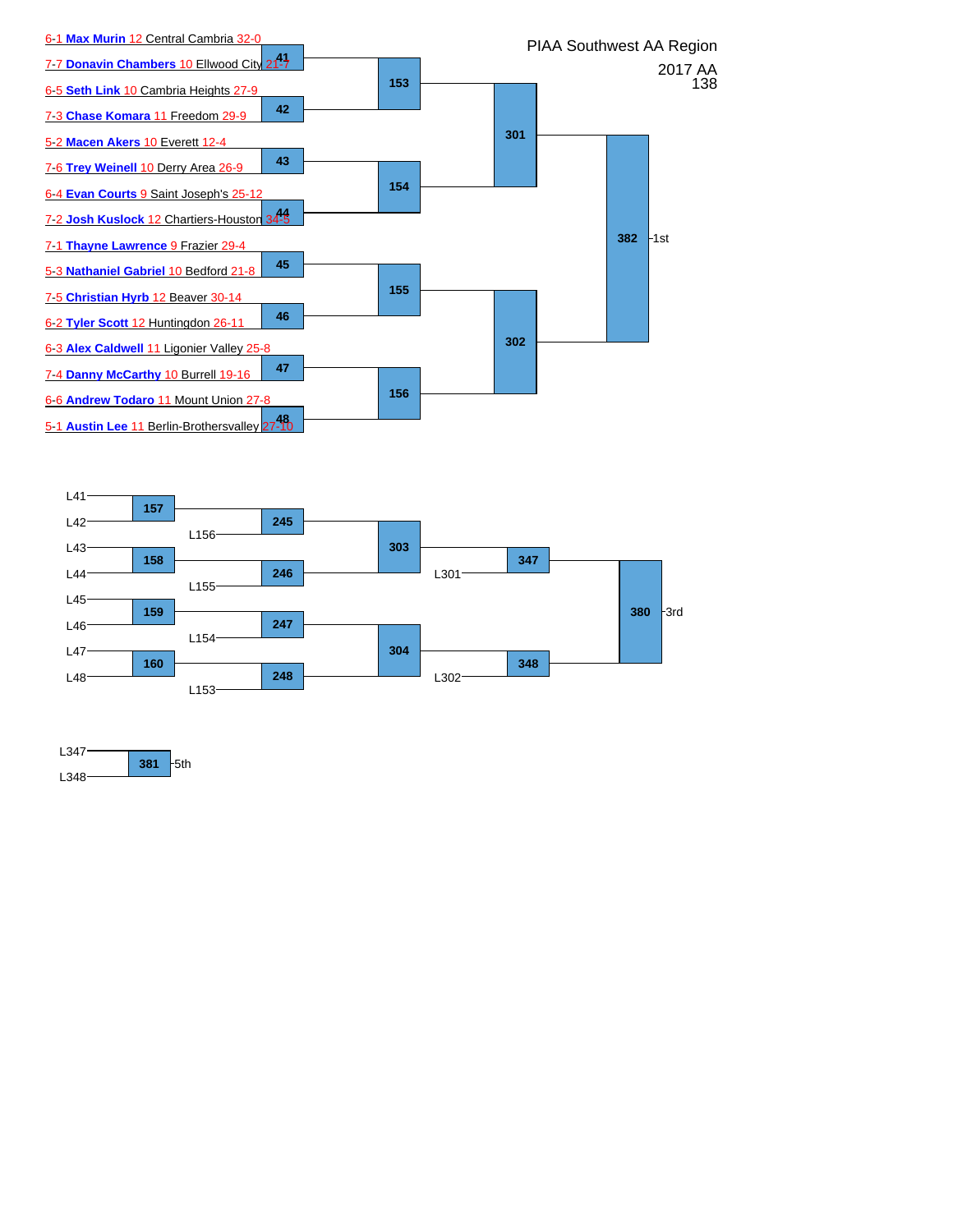# PIAA Southwest AA Region

2017 AA
138

## Championship Bracket

| Seed | Wrestler | Grade | School | Record | Bout |
|---|---|---|---|---|---|
| 6-1 | **Max Murin** | 12 | Central Cambria | 32-0 | 41 |
| 7-7 | **Donavin Chambers** | 10 | Ellwood City | 21-7 | 41 |
| 6-5 | **Seth Link** | 10 | Cambria Heights | 27-9 | 42 |
| 7-3 | **Chase Komara** | 11 | Freedom | 29-9 | 42 |
| 5-2 | **Macen Akers** | 10 | Everett | 12-4 | 43 |
| 7-6 | **Trey Weinell** | 10 | Derry Area | 26-9 | 43 |
| 6-4 | **Evan Courts** | 9 | Saint Joseph's | 25-12 | 44 |
| 7-2 | **Josh Kuslock** | 12 | Chartiers-Houston | 34-5 | 44 |
| 7-1 | **Thayne Lawrence** | 9 | Frazier | 29-4 | 45 |
| 5-3 | **Nathaniel Gabriel** | 10 | Bedford | 21-8 | 45 |
| 7-5 | **Christian Hyrb** | 12 | Beaver | 30-14 | 46 |
| 6-2 | **Tyler Scott** | 12 | Huntingdon | 26-11 | 46 |
| 6-3 | **Alex Caldwell** | 11 | Ligonier Valley | 25-8 | 47 |
| 7-4 | **Danny McCarthy** | 10 | Burrell | 19-16 | 47 |
| 6-6 | **Andrew Todaro** | 11 | Mount Union | 27-8 | 48 |
| 5-1 | **Austin Lee** | 11 | Berlin-Brothersvalley | 27-10 | 48 |

- Bout 153: Winners of 41 and 42
- Bout 154: Winners of 43 and 44
- Bout 155: Winners of 45 and 46
- Bout 156: Winners of 47 and 48
- Bout 301: Winners of 153 and 154
- Bout 302: Winners of 155 and 156
- Bout 382: Winners of 301 and 302 – 1st

## Consolation Bracket

- Bout 157: L41 vs L42
- Bout 158: L43 vs L44
- Bout 159: L45 vs L46
- Bout 160: L47 vs L48
- Bout 245: Winner 157 vs L156
- Bout 246: Winner 158 vs L155
- Bout 247: Winner 159 vs L154
- Bout 248: Winner 160 vs L153
- Bout 303: Winners of 245 and 246
- Bout 304: Winners of 247 and 248
- Bout 347: Winner 303 vs L301
- Bout 348: Winner 304 vs L302
- Bout 380: Winners of 347 and 348 – 3rd

## 5th Place

- Bout 381: L347 vs L348 – 5th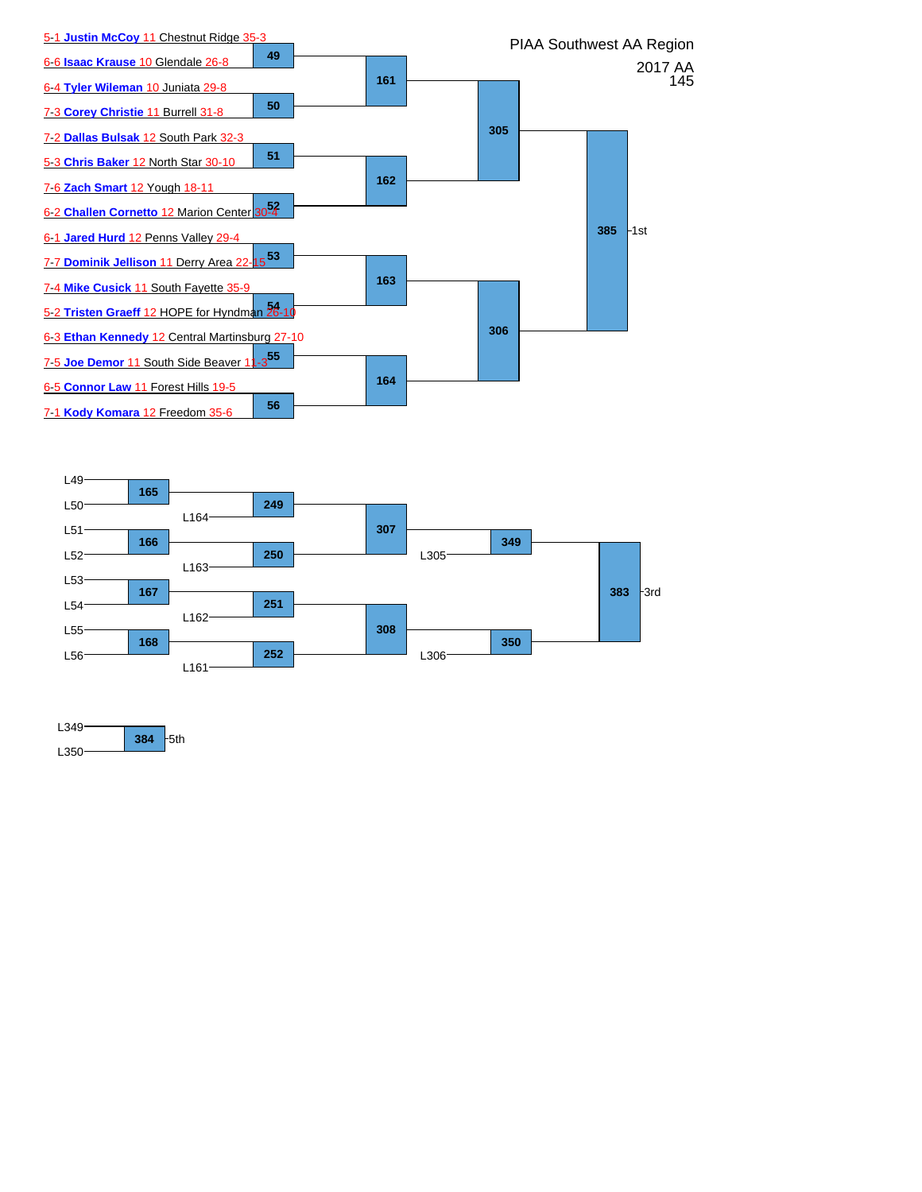# PIAA Southwest AA Region

2017 AA
145

## Championship Bracket

| Bout | Wrestler 1 | Wrestler 2 |
| --- | --- | --- |
| 49 | 5-1 Justin McCoy 11 Chestnut Ridge 35-3 | 6-6 Isaac Krause 10 Glendale 26-8 |
| 50 | 6-4 Tyler Wileman 10 Juniata 29-8 | 7-3 Corey Christie 11 Burrell 31-8 |
| 51 | 7-2 Dallas Bulsak 12 South Park 32-3 | 5-3 Chris Baker 12 North Star 30-10 |
| 52 | 7-6 Zach Smart 12 Yough 18-11 | 6-2 Challen Cornetto 12 Marion Center 30-4 |
| 53 | 6-1 Jared Hurd 12 Penns Valley 29-4 | 7-7 Dominik Jellison 11 Derry Area 22-15 |
| 54 | 7-4 Mike Cusick 11 South Fayette 35-9 | 5-2 Tristen Graeff 12 HOPE for Hyndman 26-10 |
| 55 | 6-3 Ethan Kennedy 12 Central Martinsburg 27-10 | 7-5 Joe Demor 11 South Side Beaver 11-3 |
| 56 | 6-5 Connor Law 11 Forest Hills 19-5 | 7-1 Kody Komara 12 Freedom 35-6 |

- 161: W49 vs W50
- 162: W51 vs W52
- 163: W53 vs W54
- 164: W55 vs W56
- 305: W161 vs W162
- 306: W163 vs W164
- 385: W305 vs W306 — 1st

## Consolation Bracket

- 165: L49 vs L50
- 166: L51 vs L52
- 167: L53 vs L54
- 168: L55 vs L56
- 249: W165 vs L164
- 250: W166 vs L163
- 251: W167 vs L162
- 252: W168 vs L161
- 307: W249 vs W250
- 308: W251 vs W252
- 349: W307 vs L305
- 350: W308 vs L306
- 383: W349 vs W350 — 3rd
- 384: L349 vs L350 — 5th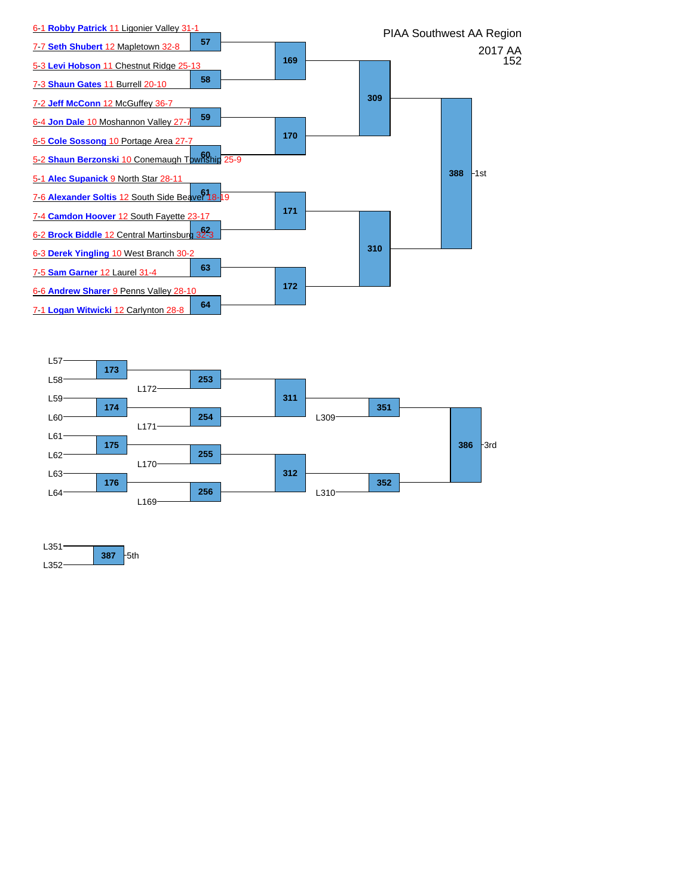# PIAA Southwest AA Region

2017 AA
152

## Championship Bracket

- 6-1 **Robby Patrick** 11 Ligonier Valley 31-1
- 7-7 **Seth Shubert** 12 Mapletown 32-8
- 5-3 **Levi Hobson** 11 Chestnut Ridge 25-13
- 7-3 **Shaun Gates** 11 Burrell 20-10
- 7-2 **Jeff McConn** 12 McGuffey 36-7
- 6-4 **Jon Dale** 10 Moshannon Valley 27-7
- 6-5 **Cole Sossong** 10 Portage Area 27-7
- 5-2 **Shaun Berzonski** 10 Conemaugh Township 25-9
- 5-1 **Alec Supanick** 9 North Star 28-11
- 7-6 **Alexander Soltis** 12 South Side Beaver 18-19
- 7-4 **Camdon Hoover** 12 South Fayette 23-17
- 6-2 **Brock Biddle** 12 Central Martinsburg 32-3
- 6-3 **Derek Yingling** 10 West Branch 30-2
- 7-5 **Sam Garner** 12 Laurel 31-4
- 6-6 **Andrew Sharer** 9 Penns Valley 28-10
- 7-1 **Logan Witwicki** 12 Carlynton 28-8

| Match | Participants |
|---|---|
| 57 | Robby Patrick vs. Seth Shubert |
| 58 | Levi Hobson vs. Shaun Gates |
| 59 | Jeff McConn vs. Jon Dale |
| 60 | Cole Sossong vs. Shaun Berzonski |
| 61 | Alec Supanick vs. Alexander Soltis |
| 62 | Camdon Hoover vs. Brock Biddle |
| 63 | Derek Yingling vs. Sam Garner |
| 64 | Andrew Sharer vs. Logan Witwicki |
| 169 | W57 vs. W58 |
| 170 | W59 vs. W60 |
| 171 | W61 vs. W62 |
| 172 | W63 vs. W64 |
| 309 | W169 vs. W170 |
| 310 | W171 vs. W172 |
| 388 | W309 vs. W310 – 1st |

## Consolation Bracket

| Match | Participants |
|---|---|
| 173 | L57 vs. L58 |
| 174 | L59 vs. L60 |
| 175 | L61 vs. L62 |
| 176 | L63 vs. L64 |
| 253 | W173 vs. L172 |
| 254 | W174 vs. L171 |
| 255 | W175 vs. L170 |
| 256 | W176 vs. L169 |
| 311 | W253 vs. W254 |
| 312 | W255 vs. W256 |
| 351 | W311 vs. L309 |
| 352 | W312 vs. L310 |
| 386 | W351 vs. W352 – 3rd |
| 387 | L351 vs. L352 – 5th |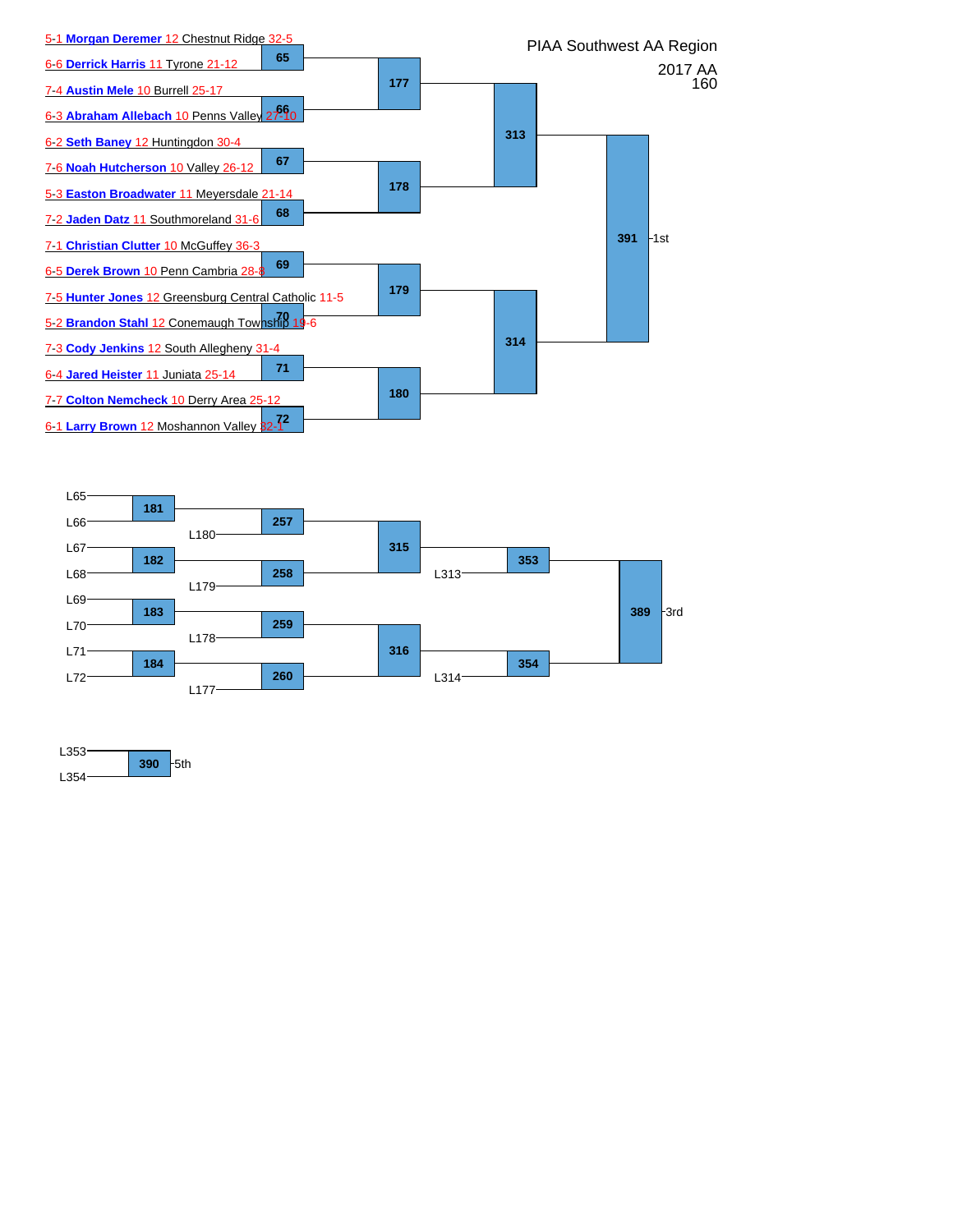PIAA Southwest AA Region

2017 AA
160

## Championship Bracket

| Seed | Wrestler | Grade | School | Record | Bout |
|---|---|---|---|---|---|
| 5-1 | Morgan Deremer | 12 | Chestnut Ridge | 32-5 | 65 |
| 6-6 | Derrick Harris | 11 | Tyrone | 21-12 | 65 |
| 7-4 | Austin Mele | 10 | Burrell | 25-17 | 66 |
| 6-3 | Abraham Allebach | 10 | Penns Valley | 27-10 | 66 |
| 6-2 | Seth Baney | 12 | Huntingdon | 30-4 | 67 |
| 7-6 | Noah Hutcherson | 10 | Valley | 26-12 | 67 |
| 5-3 | Easton Broadwater | 11 | Meyersdale | 21-14 | 68 |
| 7-2 | Jaden Datz | 11 | Southmoreland | 31-6 | 68 |
| 7-1 | Christian Clutter | 10 | McGuffey | 36-3 | 69 |
| 6-5 | Derek Brown | 10 | Penn Cambria | 28-8 | 69 |
| 7-5 | Hunter Jones | 12 | Greensburg Central Catholic | 11-5 | 70 |
| 5-2 | Brandon Stahl | 12 | Conemaugh Township | 19-6 | 70 |
| 7-3 | Cody Jenkins | 12 | South Allegheny | 31-4 | 71 |
| 6-4 | Jared Heister | 11 | Juniata | 25-14 | 71 |
| 7-7 | Colton Nemcheck | 10 | Derry Area | 25-12 | 72 |
| 6-1 | Larry Brown | 12 | Moshannon Valley | 32-1 | 72 |

- W65 vs W66 → 177
- W67 vs W68 → 178
- W69 vs W70 → 179
- W71 vs W72 → 180
- W177 vs W178 → 313
- W179 vs W180 → 314
- W313 vs W314 → 391 – 1st

## Consolation Bracket

- L65 vs L66 → 181
- L67 vs L68 → 182
- L69 vs L70 → 183
- L71 vs L72 → 184
- W181 vs L180 → 257
- W182 vs L179 → 258
- W183 vs L178 → 259
- W184 vs L177 → 260
- W257 vs W258 → 315
- W259 vs W260 → 316
- W315 vs L313 → 353
- W316 vs L314 → 354
- W353 vs W354 → 389 – 3rd

## 5th Place

- L353 vs L354 → 390 – 5th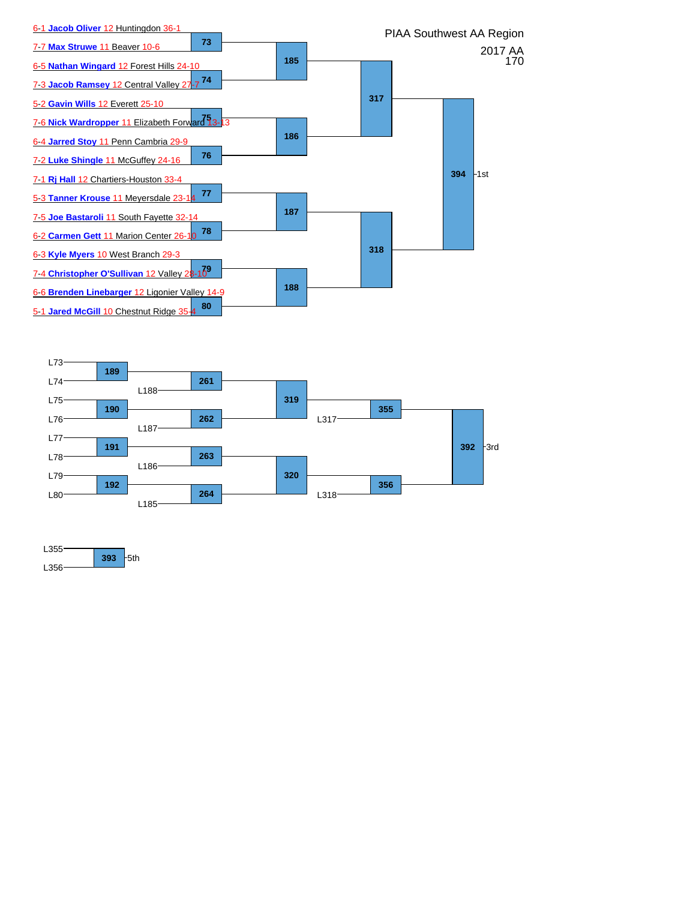# PIAA Southwest AA Region

2017 AA
170

## Championship Bracket

| Seed | Wrestler | Grade | School | Record | Bout |
|---|---|---|---|---|---|
| 6-1 | Jacob Oliver | 12 | Huntingdon | 36-1 | 73 |
| 7-7 | Max Struwe | 11 | Beaver | 10-6 | 73 |
| 6-5 | Nathan Wingard | 12 | Forest Hills | 24-10 | 74 |
| 7-3 | Jacob Ramsey | 12 | Central Valley | 27-7 | 74 |
| 5-2 | Gavin Wills | 12 | Everett | 25-10 | 75 |
| 7-6 | Nick Wardropper | 11 | Elizabeth Forward | 13-13 | 75 |
| 6-4 | Jarred Stoy | 11 | Penn Cambria | 29-9 | 76 |
| 7-2 | Luke Shingle | 11 | McGuffey | 24-16 | 76 |
| 7-1 | Rj Hall | 12 | Chartiers-Houston | 33-4 | 77 |
| 5-3 | Tanner Krouse | 11 | Meyersdale | 23-14 | 77 |
| 7-5 | Joe Bastaroli | 11 | South Fayette | 32-14 | 78 |
| 6-2 | Carmen Gett | 11 | Marion Center | 26-10 | 78 |
| 6-3 | Kyle Myers | 10 | West Branch | 29-3 | 79 |
| 7-4 | Christopher O'Sullivan | 12 | Valley | 28-10 | 79 |
| 6-6 | Brenden Linebarger | 12 | Ligonier Valley | 14-9 | 80 |
| 5-1 | Jared McGill | 10 | Chestnut Ridge | 35-4 | 80 |

- Bout 185: W73 vs W74
- Bout 186: W75 vs W76
- Bout 187: W77 vs W78
- Bout 188: W79 vs W80
- Bout 317: W185 vs W186
- Bout 318: W187 vs W188
- Bout 394: W317 vs W318 — 1st

## Consolation Bracket

- Bout 189: L73 vs L74
- Bout 190: L75 vs L76
- Bout 191: L77 vs L78
- Bout 192: L79 vs L80
- Bout 261: W189 vs L188
- Bout 262: W190 vs L187
- Bout 263: W191 vs L186
- Bout 264: W192 vs L185
- Bout 319: W261 vs W262
- Bout 320: W263 vs W264
- Bout 355: W319 vs L317
- Bout 356: W320 vs L318
- Bout 392: W355 vs W356 — 3rd

## 5th Place

- Bout 393: L355 vs L356 — 5th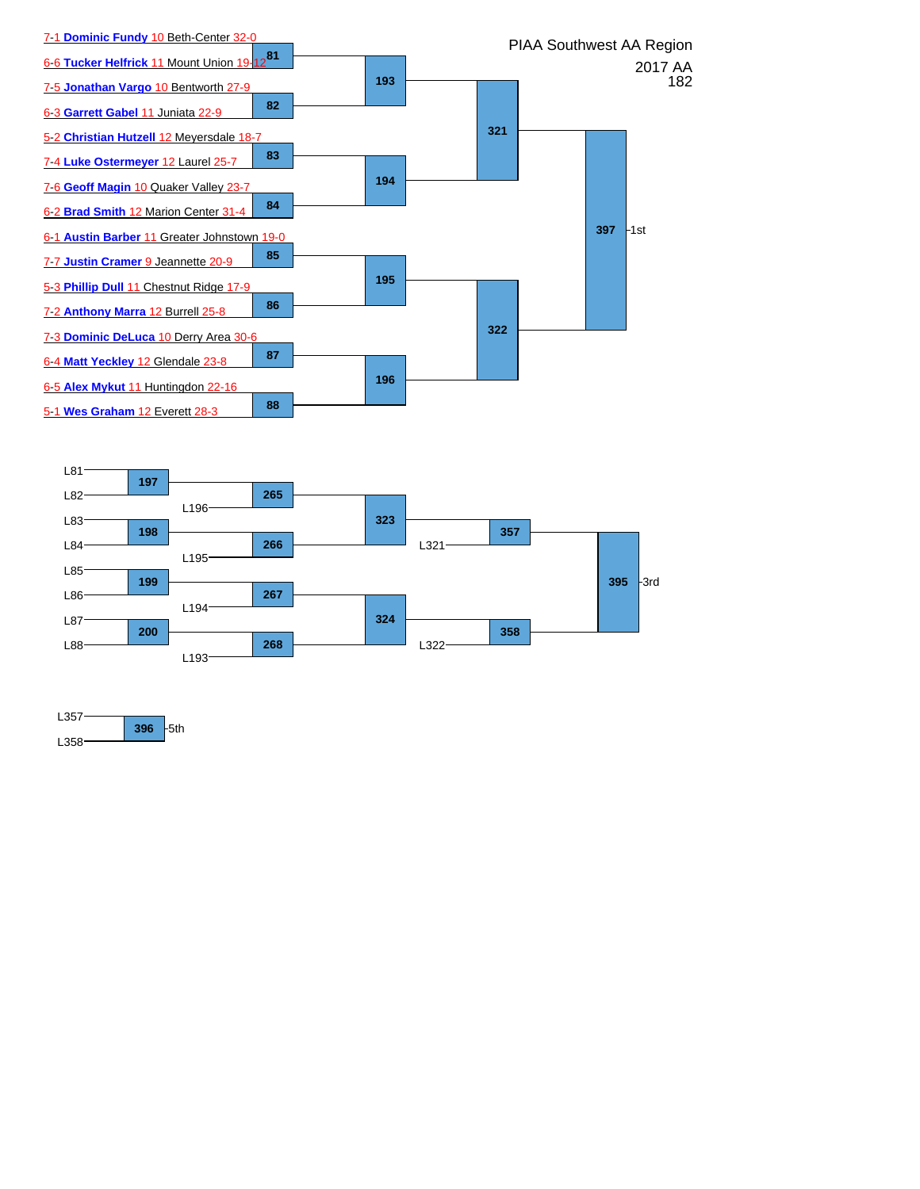PIAA Southwest AA Region

2017 AA

182

## Championship Bracket

- 7-1 **Dominic Fundy** 10 Beth-Center 32-0
- 6-6 **Tucker Helfrick** 11 Mount Union 19-12
- 7-5 **Jonathan Vargo** 10 Bentworth 27-9
- 6-3 **Garrett Gabel** 11 Juniata 22-9
- 5-2 **Christian Hutzell** 12 Meyersdale 18-7
- 7-4 **Luke Ostermeyer** 12 Laurel 25-7
- 7-6 **Geoff Magin** 10 Quaker Valley 23-7
- 6-2 **Brad Smith** 12 Marion Center 31-4
- 6-1 **Austin Barber** 11 Greater Johnstown 19-0
- 7-7 **Justin Cramer** 9 Jeannette 20-9
- 5-3 **Phillip Dull** 11 Chestnut Ridge 17-9
- 7-2 **Anthony Marra** 12 Burrell 25-8
- 7-3 **Dominic DeLuca** 10 Derry Area 30-6
- 6-4 **Matt Yeckley** 12 Glendale 23-8
- 6-5 **Alex Mykut** 11 Huntingdon 22-16
- 5-1 **Wes Graham** 12 Everett 28-3

| Bout | Participants |
|---|---|
| 81 | Fundy vs. Helfrick |
| 82 | Vargo vs. Gabel |
| 83 | Hutzell vs. Ostermeyer |
| 84 | Magin vs. Smith |
| 85 | Barber vs. Cramer |
| 86 | Dull vs. Marra |
| 87 | DeLuca vs. Yeckley |
| 88 | Mykut vs. Graham |
| 193 | W81 vs. W82 |
| 194 | W83 vs. W84 |
| 195 | W85 vs. W86 |
| 196 | W87 vs. W88 |
| 321 | W193 vs. W194 |
| 322 | W195 vs. W196 |
| 397 | W321 vs. W322 — 1st |

## Consolation Bracket

| Bout | Participants |
|---|---|
| 197 | L81 vs. L82 |
| 198 | L83 vs. L84 |
| 199 | L85 vs. L86 |
| 200 | L87 vs. L88 |
| 265 | W197 vs. L196 |
| 266 | W198 vs. L195 |
| 267 | W199 vs. L194 |
| 268 | W200 vs. L193 |
| 323 | W265 vs. W266 |
| 324 | W267 vs. W268 |
| 357 | W323 vs. L321 |
| 358 | W324 vs. L322 |
| 395 | W357 vs. W358 — 3rd |
| 396 | L357 vs. L358 — 5th |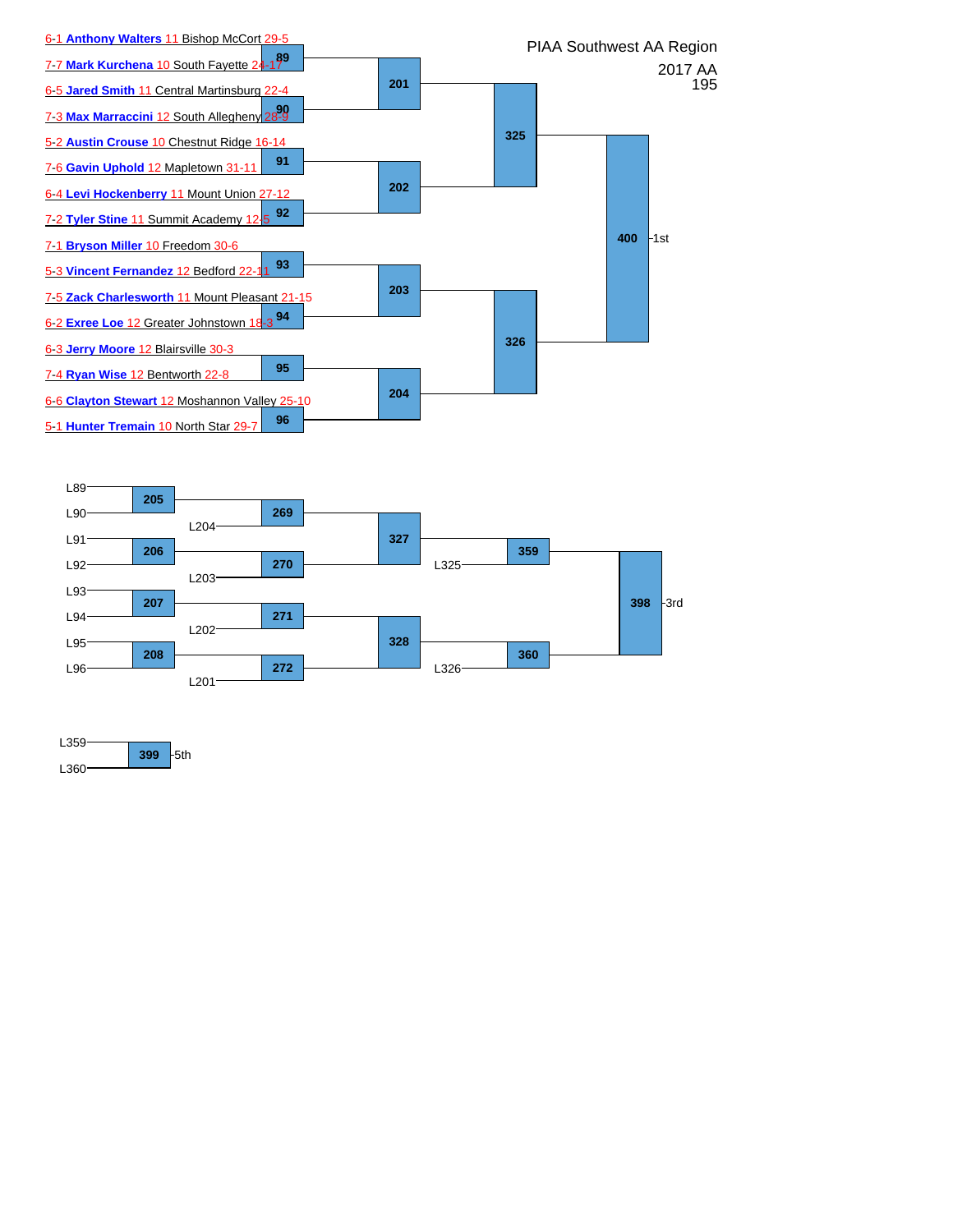# PIAA Southwest AA Region

2017 AA

195

## Championship Bracket

| Bout | Wrestler |
|---|---|
| 89 | 6-1 **Anthony Walters** 11 Bishop McCort 29-5 |
| 89 | 7-7 **Mark Kurchena** 10 South Fayette 24-17 |
| 90 | 6-5 **Jared Smith** 11 Central Martinsburg 22-4 |
| 90 | 7-3 **Max Marraccini** 12 South Allegheny 28-9 |
| 91 | 5-2 **Austin Crouse** 10 Chestnut Ridge 16-14 |
| 91 | 7-6 **Gavin Uphold** 12 Mapletown 31-11 |
| 92 | 6-4 **Levi Hockenberry** 11 Mount Union 27-12 |
| 92 | 7-2 **Tyler Stine** 11 Summit Academy 12-5 |
| 93 | 7-1 **Bryson Miller** 10 Freedom 30-6 |
| 93 | 5-3 **Vincent Fernandez** 12 Bedford 22-11 |
| 94 | 7-5 **Zack Charlesworth** 11 Mount Pleasant 21-15 |
| 94 | 6-2 **Exree Loe** 12 Greater Johnstown 18-3 |
| 95 | 6-3 **Jerry Moore** 12 Blairsville 30-3 |
| 95 | 7-4 **Ryan Wise** 12 Bentworth 22-8 |
| 96 | 6-6 **Clayton Stewart** 12 Moshannon Valley 25-10 |
| 96 | 5-1 **Hunter Tremain** 10 North Star 29-7 |

- 201: W89 vs W90
- 202: W91 vs W92
- 203: W93 vs W94
- 204: W95 vs W96
- 325: W201 vs W202
- 326: W203 vs W204
- 400: W325 vs W326 — 1st

## Consolation Bracket

- 205: L89 vs L90
- 206: L91 vs L92
- 207: L93 vs L94
- 208: L95 vs L96
- 269: W205 vs L204
- 270: W206 vs L203
- 271: W207 vs L202
- 272: W208 vs L201
- 327: W269 vs W270
- 328: W271 vs W272
- 359: W327 vs L325
- 360: W328 vs L326
- 398: W359 vs W360 — 3rd

## 5th Place

- 399: L359 vs L360 — 5th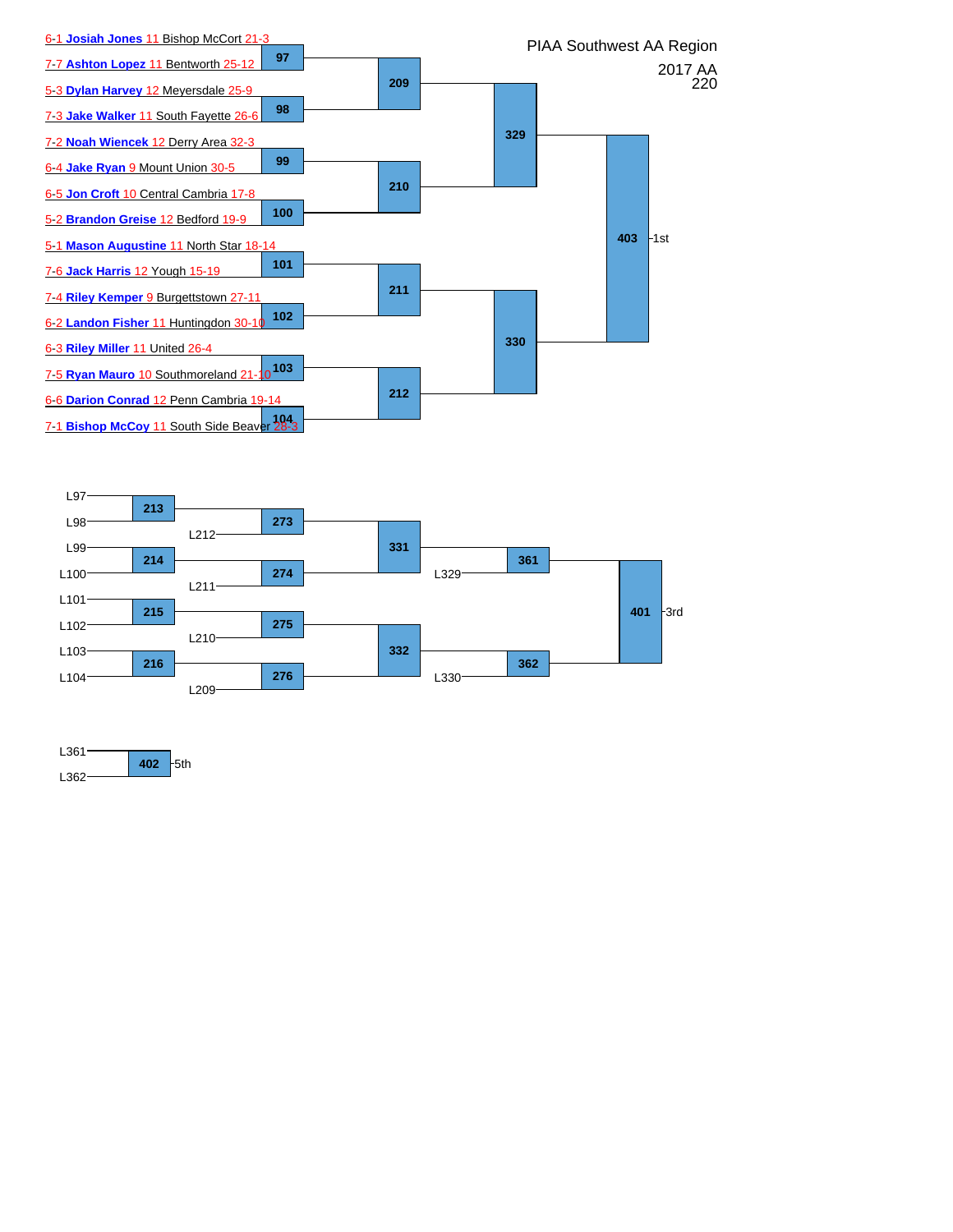# PIAA Southwest AA Region

2017 AA
220

## Championship Bracket

| Bout | Wrestler 1 | Wrestler 2 |
| --- | --- | --- |
| 97 | 6-1 Josiah Jones 11 Bishop McCort 21-3 | 7-7 Ashton Lopez 11 Bentworth 25-12 |
| 98 | 5-3 Dylan Harvey 12 Meyersdale 25-9 | 7-3 Jake Walker 11 South Fayette 26-6 |
| 99 | 7-2 Noah Wiencek 12 Derry Area 32-3 | 6-4 Jake Ryan 9 Mount Union 30-5 |
| 100 | 6-5 Jon Croft 10 Central Cambria 17-8 | 5-2 Brandon Greise 12 Bedford 19-9 |
| 101 | 5-1 Mason Augustine 11 North Star 18-14 | 7-6 Jack Harris 12 Yough 15-19 |
| 102 | 7-4 Riley Kemper 9 Burgettstown 27-11 | 6-2 Landon Fisher 11 Huntingdon 30-10 |
| 103 | 6-3 Riley Miller 11 United 26-4 | 7-5 Ryan Mauro 10 Southmoreland 21-10 |
| 104 | 6-6 Darion Conrad 12 Penn Cambria 19-14 | 7-1 Bishop McCoy 11 South Side Beaver 28-3 |

- 209: W97 vs W98
- 210: W99 vs W100
- 211: W101 vs W102
- 212: W103 vs W104
- 329: W209 vs W210
- 330: W211 vs W212
- 403: W329 vs W330 — 1st

## Consolation Bracket

- 213: L97 vs L98
- 214: L99 vs L100
- 215: L101 vs L102
- 216: L103 vs L104
- 273: W213 vs L212
- 274: W214 vs L211
- 275: W215 vs L210
- 276: W216 vs L209
- 331: W273 vs W274
- 332: W275 vs W276
- 361: W331 vs L329
- 362: W332 vs L330
- 401: W361 vs W362 — 3rd

## 5th Place

- 402: L361 vs L362 — 5th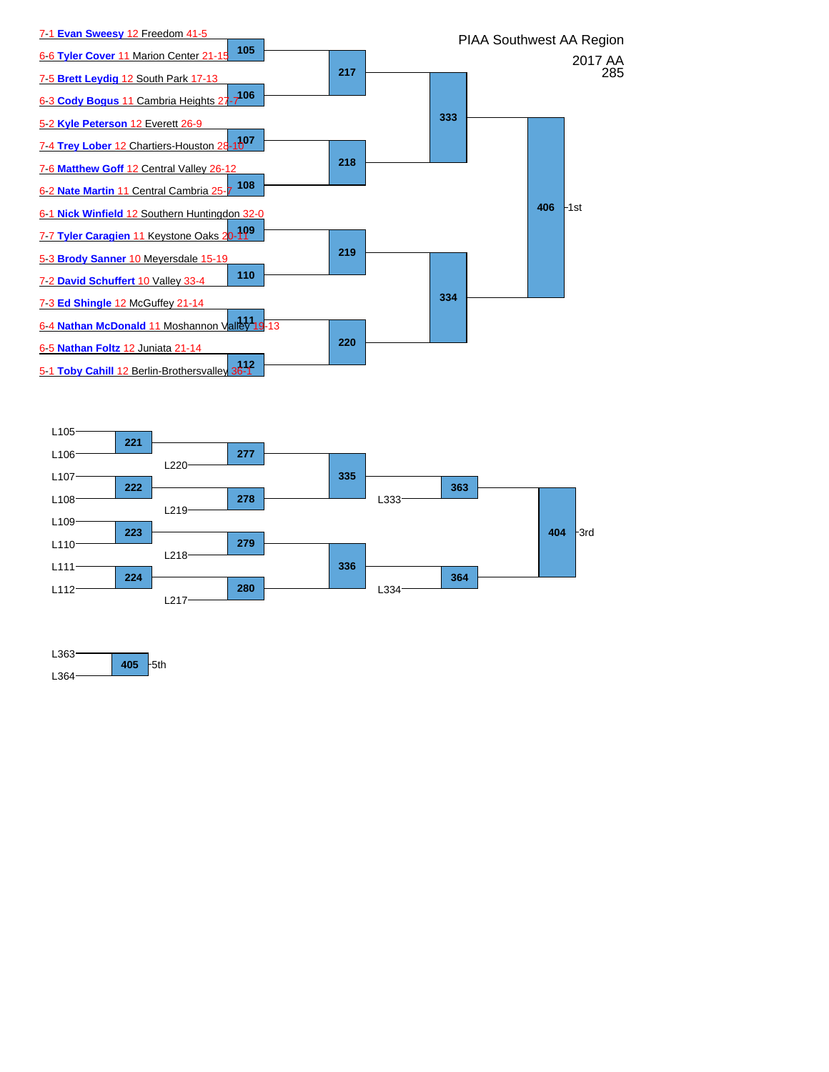PIAA Southwest AA Region

2017 AA
285

7-1 **Evan Sweesy** 12 Freedom 41-5
6-6 **Tyler Cover** 11 Marion Center 21-15
105
7-5 **Brett Leydig** 12 South Park 17-13
6-3 **Cody Bogus** 11 Cambria Heights 27-7
106
5-2 **Kyle Peterson** 12 Everett 26-9
7-4 **Trey Lober** 12 Chartiers-Houston 28-10
107
7-6 **Matthew Goff** 12 Central Valley 26-12
6-2 **Nate Martin** 11 Central Cambria 25-7
108
6-1 **Nick Winfield** 12 Southern Huntingdon 32-0
7-7 **Tyler Caragien** 11 Keystone Oaks 20-11
109
5-3 **Brody Sanner** 10 Meyersdale 15-19
7-2 **David Schuffert** 10 Valley 33-4
110
7-3 **Ed Shingle** 12 McGuffey 21-14
6-4 **Nathan McDonald** 11 Moshannon Valley 19-13
111
6-5 **Nathan Foltz** 12 Juniata 21-14
5-1 **Toby Cahill** 12 Berlin-Brothersvalley 36-1
112

217
218
219
220
333
334
406 1st

L105
L106
221
L107
L108
222
L109
L110
223
L111
L112
224
L220
277
L219
278
L218
279
L217
280
335
336
L333
363
L334
364
404 3rd

L363
L364
405 5th